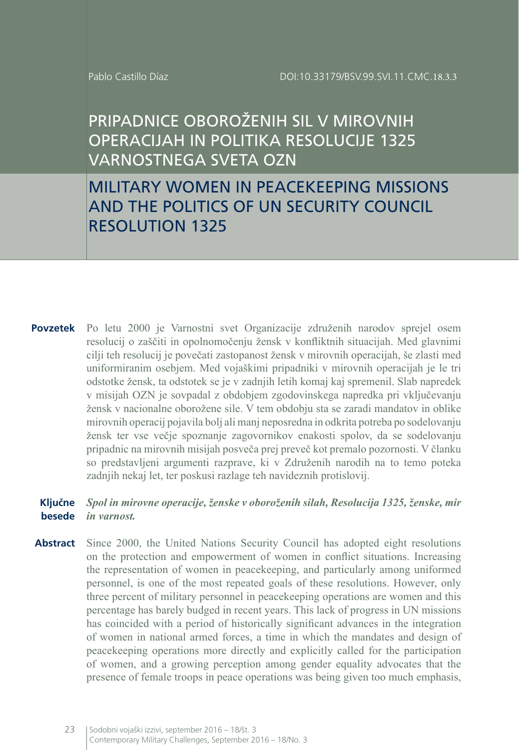Pablo Castillo Díaz

DOI:10.33179/BSV.99.SVI.11.CMC.18.3.3

# PRIPADNICE OBOROŽENIH SIL V MIROVNIH OPERACIJAH IN POLITIKA RESOLUCIJE 1325 VARNOSTNEGA SVETA OZN

# MILITARY WOMEN IN PEACEKEEPING MISSIONS AND THE POLITICS OF UN SECURITY COUNCIL RESOLUTION 1325

**Povzetek** Po letu 2000 je Varnostni svet Organizacije združenih narodov sprejel osem resolucij o zaščiti in opolnomočenju žensk v konfliktnih situacijah. Med glavnimi cilji teh resolucij je povečati zastopanost žensk v mirovnih operacijah, še zlasti med uniformiranim osebjem. Med vojaškimi pripadniki v mirovnih operacijah je le tri odstotke žensk, ta odstotek se je v zadnjih letih komaj kaj spremenil. Slab napredek v misijah OZN je sovpadal z obdobjem zgodovinskega napredka pri vključevanju žensk v nacionalne oborožene sile. V tem obdobju sta se zaradi mandatov in oblike mirovnih operacij pojavila bolj ali manj neposredna in odkrita potreba po sodelovanju žensk ter vse večje spoznanje zagovornikov enakosti spolov, da se sodelovanju pripadnic na mirovnih misijah posveča prej preveč kot premalo pozornosti. V članku so predstavljeni argumenti razprave, ki v Združenih narodih na to temo poteka zadnjih nekaj let, ter poskusi razlage teh navideznih protislovij.

**Ključne besede** ***Spol in mirovne operacije, ženske v oboroženih silah, Resolucija 1325, ženske, mir in varnost.***

**Abstract** Since 2000, the United Nations Security Council has adopted eight resolutions on the protection and empowerment of women in conflict situations. Increasing the representation of women in peacekeeping, and particularly among uniformed personnel, is one of the most repeated goals of these resolutions. However, only three percent of military personnel in peacekeeping operations are women and this percentage has barely budged in recent years. This lack of progress in UN missions has coincided with a period of historically significant advances in the integration of women in national armed forces, a time in which the mandates and design of peacekeeping operations more directly and explicitly called for the participation of women, and a growing perception among gender equality advocates that the presence of female troops in peace operations was being given too much emphasis,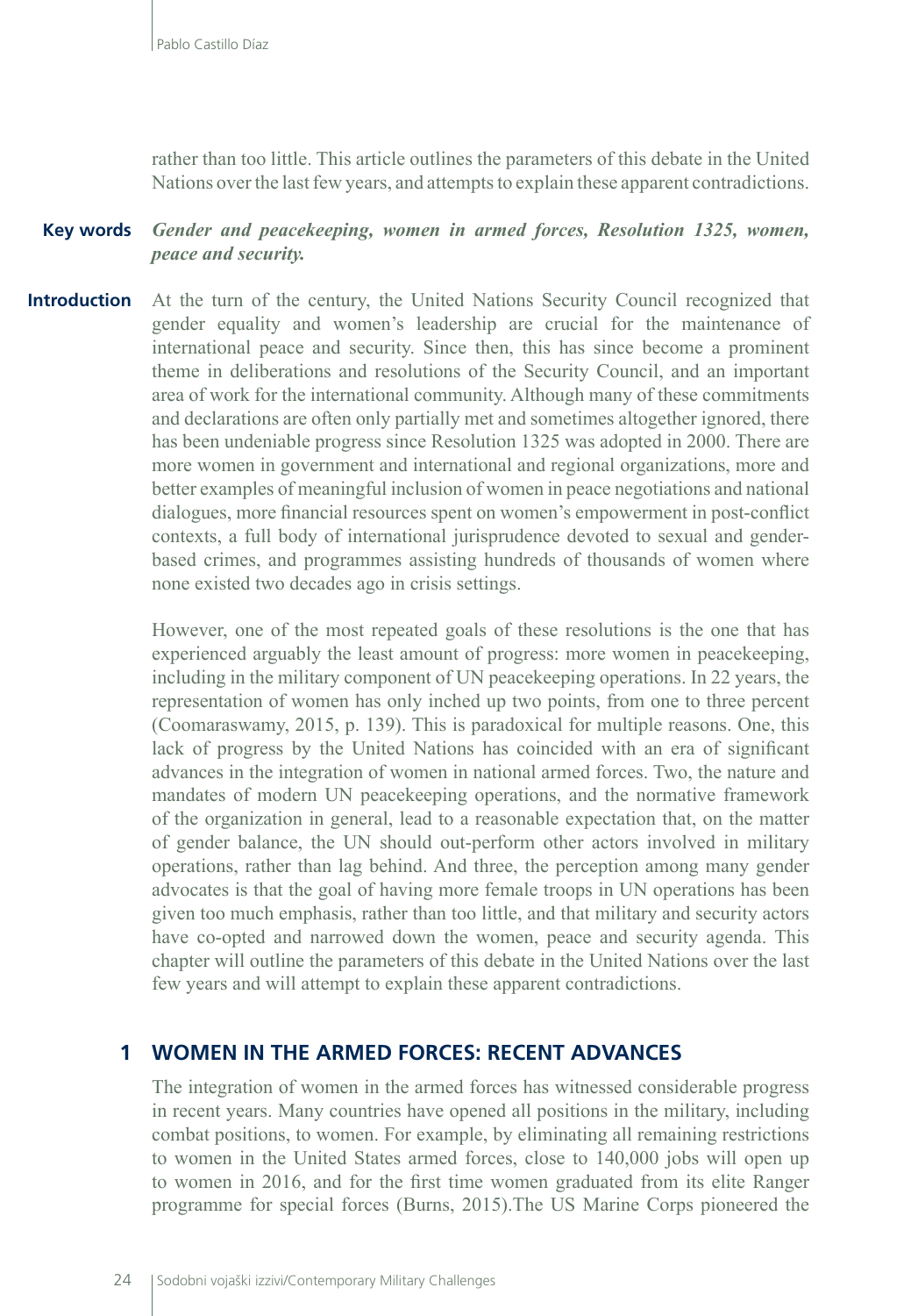rather than too little. This article outlines the parameters of this debate in the United Nations over the last few years, and attempts to explain these apparent contradictions.

**Key words** ***Gender and peacekeeping, women in armed forces, Resolution 1325, women, peace and security.***

## Introduction

At the turn of the century, the United Nations Security Council recognized that gender equality and women's leadership are crucial for the maintenance of international peace and security. Since then, this has since become a prominent theme in deliberations and resolutions of the Security Council, and an important area of work for the international community. Although many of these commitments and declarations are often only partially met and sometimes altogether ignored, there has been undeniable progress since Resolution 1325 was adopted in 2000. There are more women in government and international and regional organizations, more and better examples of meaningful inclusion of women in peace negotiations and national dialogues, more financial resources spent on women's empowerment in post-conflict contexts, a full body of international jurisprudence devoted to sexual and gender-based crimes, and programmes assisting hundreds of thousands of women where none existed two decades ago in crisis settings.

However, one of the most repeated goals of these resolutions is the one that has experienced arguably the least amount of progress: more women in peacekeeping, including in the military component of UN peacekeeping operations. In 22 years, the representation of women has only inched up two points, from one to three percent (Coomaraswamy, 2015, p. 139). This is paradoxical for multiple reasons. One, this lack of progress by the United Nations has coincided with an era of significant advances in the integration of women in national armed forces. Two, the nature and mandates of modern UN peacekeeping operations, and the normative framework of the organization in general, lead to a reasonable expectation that, on the matter of gender balance, the UN should out-perform other actors involved in military operations, rather than lag behind. And three, the perception among many gender advocates is that the goal of having more female troops in UN operations has been given too much emphasis, rather than too little, and that military and security actors have co-opted and narrowed down the women, peace and security agenda. This chapter will outline the parameters of this debate in the United Nations over the last few years and will attempt to explain these apparent contradictions.

## 1 WOMEN IN THE ARMED FORCES: RECENT ADVANCES

The integration of women in the armed forces has witnessed considerable progress in recent years. Many countries have opened all positions in the military, including combat positions, to women. For example, by eliminating all remaining restrictions to women in the United States armed forces, close to 140,000 jobs will open up to women in 2016, and for the first time women graduated from its elite Ranger programme for special forces (Burns, 2015).The US Marine Corps pioneered the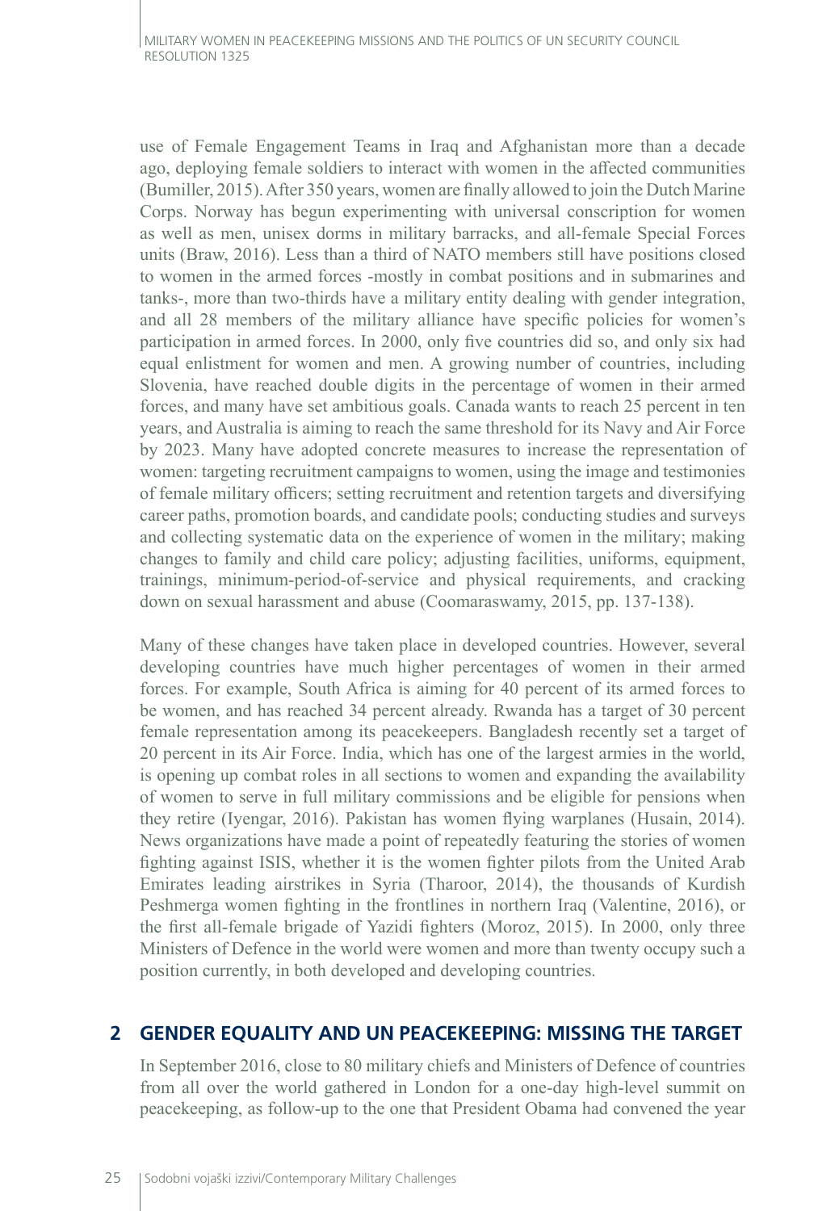use of Female Engagement Teams in Iraq and Afghanistan more than a decade ago, deploying female soldiers to interact with women in the affected communities (Bumiller, 2015). After 350 years, women are finally allowed to join the Dutch Marine Corps. Norway has begun experimenting with universal conscription for women as well as men, unisex dorms in military barracks, and all-female Special Forces units (Braw, 2016). Less than a third of NATO members still have positions closed to women in the armed forces -mostly in combat positions and in submarines and tanks-, more than two-thirds have a military entity dealing with gender integration, and all 28 members of the military alliance have specific policies for women's participation in armed forces. In 2000, only five countries did so, and only six had equal enlistment for women and men. A growing number of countries, including Slovenia, have reached double digits in the percentage of women in their armed forces, and many have set ambitious goals. Canada wants to reach 25 percent in ten years, and Australia is aiming to reach the same threshold for its Navy and Air Force by 2023. Many have adopted concrete measures to increase the representation of women: targeting recruitment campaigns to women, using the image and testimonies of female military officers; setting recruitment and retention targets and diversifying career paths, promotion boards, and candidate pools; conducting studies and surveys and collecting systematic data on the experience of women in the military; making changes to family and child care policy; adjusting facilities, uniforms, equipment, trainings, minimum-period-of-service and physical requirements, and cracking down on sexual harassment and abuse (Coomaraswamy, 2015, pp. 137-138).

Many of these changes have taken place in developed countries. However, several developing countries have much higher percentages of women in their armed forces. For example, South Africa is aiming for 40 percent of its armed forces to be women, and has reached 34 percent already. Rwanda has a target of 30 percent female representation among its peacekeepers. Bangladesh recently set a target of 20 percent in its Air Force. India, which has one of the largest armies in the world, is opening up combat roles in all sections to women and expanding the availability of women to serve in full military commissions and be eligible for pensions when they retire (Iyengar, 2016). Pakistan has women flying warplanes (Husain, 2014). News organizations have made a point of repeatedly featuring the stories of women fighting against ISIS, whether it is the women fighter pilots from the United Arab Emirates leading airstrikes in Syria (Tharoor, 2014), the thousands of Kurdish Peshmerga women fighting in the frontlines in northern Iraq (Valentine, 2016), or the first all-female brigade of Yazidi fighters (Moroz, 2015). In 2000, only three Ministers of Defence in the world were women and more than twenty occupy such a position currently, in both developed and developing countries.

## 2 GENDER EQUALITY AND UN PEACEKEEPING: MISSING THE TARGET

In September 2016, close to 80 military chiefs and Ministers of Defence of countries from all over the world gathered in London for a one-day high-level summit on peacekeeping, as follow-up to the one that President Obama had convened the year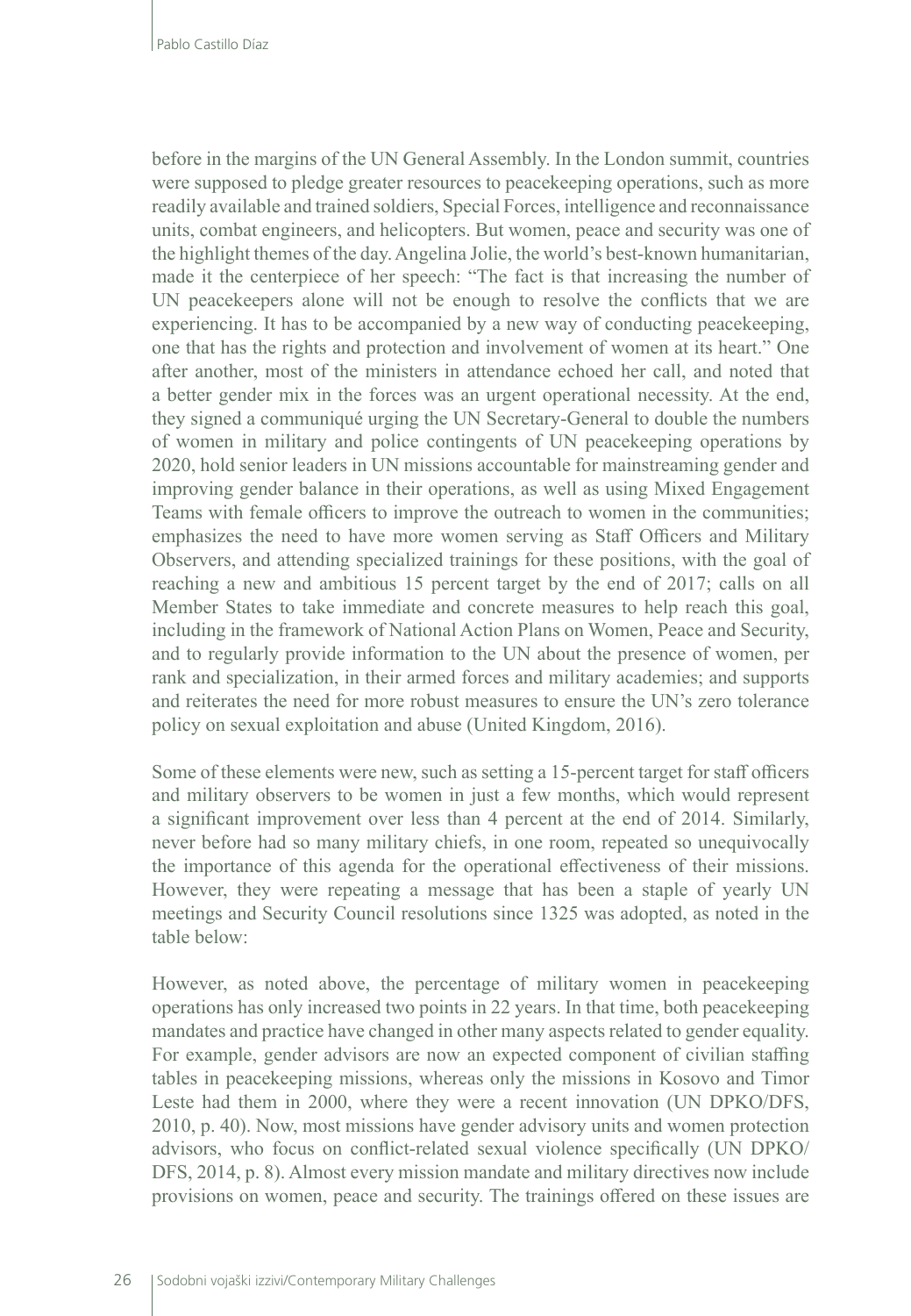before in the margins of the UN General Assembly. In the London summit, countries were supposed to pledge greater resources to peacekeeping operations, such as more readily available and trained soldiers, Special Forces, intelligence and reconnaissance units, combat engineers, and helicopters. But women, peace and security was one of the highlight themes of the day. Angelina Jolie, the world's best-known humanitarian, made it the centerpiece of her speech: "The fact is that increasing the number of UN peacekeepers alone will not be enough to resolve the conflicts that we are experiencing. It has to be accompanied by a new way of conducting peacekeeping, one that has the rights and protection and involvement of women at its heart." One after another, most of the ministers in attendance echoed her call, and noted that a better gender mix in the forces was an urgent operational necessity. At the end, they signed a communiqué urging the UN Secretary-General to double the numbers of women in military and police contingents of UN peacekeeping operations by 2020, hold senior leaders in UN missions accountable for mainstreaming gender and improving gender balance in their operations, as well as using Mixed Engagement Teams with female officers to improve the outreach to women in the communities; emphasizes the need to have more women serving as Staff Officers and Military Observers, and attending specialized trainings for these positions, with the goal of reaching a new and ambitious 15 percent target by the end of 2017; calls on all Member States to take immediate and concrete measures to help reach this goal, including in the framework of National Action Plans on Women, Peace and Security, and to regularly provide information to the UN about the presence of women, per rank and specialization, in their armed forces and military academies; and supports and reiterates the need for more robust measures to ensure the UN's zero tolerance policy on sexual exploitation and abuse (United Kingdom, 2016).

Some of these elements were new, such as setting a 15-percent target for staff officers and military observers to be women in just a few months, which would represent a significant improvement over less than 4 percent at the end of 2014. Similarly, never before had so many military chiefs, in one room, repeated so unequivocally the importance of this agenda for the operational effectiveness of their missions. However, they were repeating a message that has been a staple of yearly UN meetings and Security Council resolutions since 1325 was adopted, as noted in the table below:

However, as noted above, the percentage of military women in peacekeeping operations has only increased two points in 22 years. In that time, both peacekeeping mandates and practice have changed in other many aspects related to gender equality. For example, gender advisors are now an expected component of civilian staffing tables in peacekeeping missions, whereas only the missions in Kosovo and Timor Leste had them in 2000, where they were a recent innovation (UN DPKO/DFS, 2010, p. 40). Now, most missions have gender advisory units and women protection advisors, who focus on conflict-related sexual violence specifically (UN DPKO/DFS, 2014, p. 8). Almost every mission mandate and military directives now include provisions on women, peace and security. The trainings offered on these issues are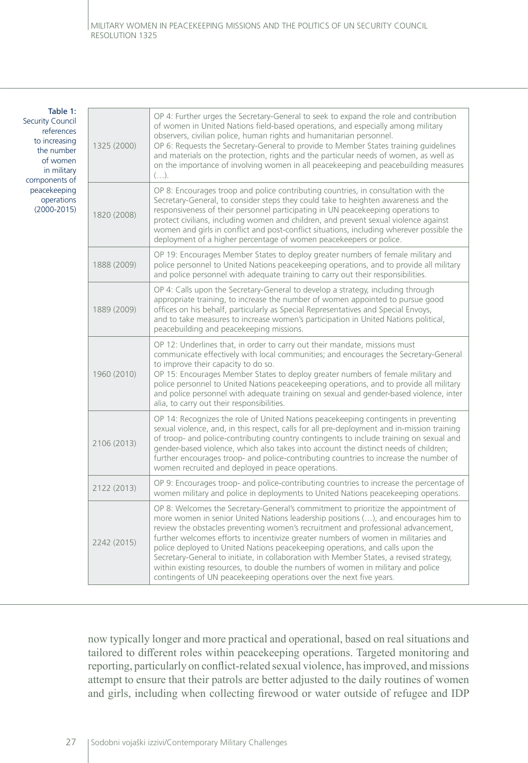Table 1: Security Council references to increasing the number of women in military components of peacekeeping operations (2000-2015)

| | |
|---|---|
| 1325 (2000) | OP 4: Further urges the Secretary-General to seek to expand the role and contribution of women in United Nations field-based operations, and especially among military observers, civilian police, human rights and humanitarian personnel.<br>OP 6: Requests the Secretary-General to provide to Member States training guidelines and materials on the protection, rights and the particular needs of women, as well as on the importance of involving women in all peacekeeping and peacebuilding measures (…). |
| 1820 (2008) | OP 8: Encourages troop and police contributing countries, in consultation with the Secretary-General, to consider steps they could take to heighten awareness and the responsiveness of their personnel participating in UN peacekeeping operations to protect civilians, including women and children, and prevent sexual violence against women and girls in conflict and post-conflict situations, including wherever possible the deployment of a higher percentage of women peacekeepers or police. |
| 1888 (2009) | OP 19: Encourages Member States to deploy greater numbers of female military and police personnel to United Nations peacekeeping operations, and to provide all military and police personnel with adequate training to carry out their responsibilities. |
| 1889 (2009) | OP 4: Calls upon the Secretary-General to develop a strategy, including through appropriate training, to increase the number of women appointed to pursue good offices on his behalf, particularly as Special Representatives and Special Envoys, and to take measures to increase women's participation in United Nations political, peacebuilding and peacekeeping missions. |
| 1960 (2010) | OP 12: Underlines that, in order to carry out their mandate, missions must communicate effectively with local communities; and encourages the Secretary-General to improve their capacity to do so.<br>OP 15: Encourages Member States to deploy greater numbers of female military and police personnel to United Nations peacekeeping operations, and to provide all military and police personnel with adequate training on sexual and gender-based violence, inter alia, to carry out their responsibilities. |
| 2106 (2013) | OP 14: Recognizes the role of United Nations peacekeeping contingents in preventing sexual violence, and, in this respect, calls for all pre-deployment and in-mission training of troop- and police-contributing country contingents to include training on sexual and gender-based violence, which also takes into account the distinct needs of children; further encourages troop- and police-contributing countries to increase the number of women recruited and deployed in peace operations. |
| 2122 (2013) | OP 9: Encourages troop- and police-contributing countries to increase the percentage of women military and police in deployments to United Nations peacekeeping operations. |
| 2242 (2015) | OP 8: Welcomes the Secretary-General's commitment to prioritize the appointment of more women in senior United Nations leadership positions (…), and encourages him to review the obstacles preventing women's recruitment and professional advancement, further welcomes efforts to incentivize greater numbers of women in militaries and police deployed to United Nations peacekeeping operations, and calls upon the Secretary-General to initiate, in collaboration with Member States, a revised strategy, within existing resources, to double the numbers of women in military and police contingents of UN peacekeeping operations over the next five years. |

now typically longer and more practical and operational, based on real situations and tailored to different roles within peacekeeping operations. Targeted monitoring and reporting, particularly on conflict-related sexual violence, has improved, and missions attempt to ensure that their patrols are better adjusted to the daily routines of women and girls, including when collecting firewood or water outside of refugee and IDP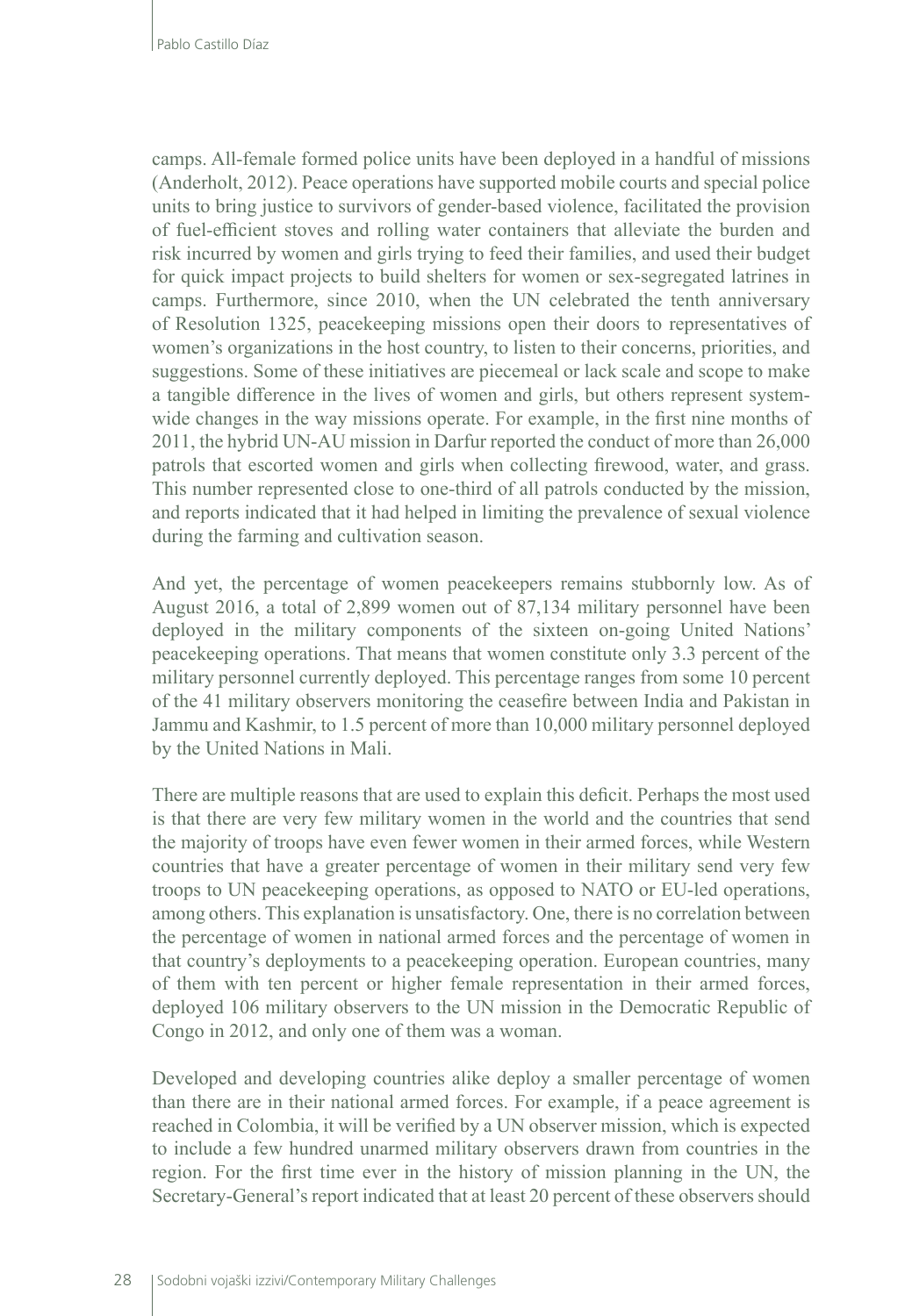camps. All-female formed police units have been deployed in a handful of missions (Anderholt, 2012). Peace operations have supported mobile courts and special police units to bring justice to survivors of gender-based violence, facilitated the provision of fuel-efficient stoves and rolling water containers that alleviate the burden and risk incurred by women and girls trying to feed their families, and used their budget for quick impact projects to build shelters for women or sex-segregated latrines in camps. Furthermore, since 2010, when the UN celebrated the tenth anniversary of Resolution 1325, peacekeeping missions open their doors to representatives of women's organizations in the host country, to listen to their concerns, priorities, and suggestions. Some of these initiatives are piecemeal or lack scale and scope to make a tangible difference in the lives of women and girls, but others represent system-wide changes in the way missions operate. For example, in the first nine months of 2011, the hybrid UN-AU mission in Darfur reported the conduct of more than 26,000 patrols that escorted women and girls when collecting firewood, water, and grass. This number represented close to one-third of all patrols conducted by the mission, and reports indicated that it had helped in limiting the prevalence of sexual violence during the farming and cultivation season.

And yet, the percentage of women peacekeepers remains stubbornly low. As of August 2016, a total of 2,899 women out of 87,134 military personnel have been deployed in the military components of the sixteen on-going United Nations' peacekeeping operations. That means that women constitute only 3.3 percent of the military personnel currently deployed. This percentage ranges from some 10 percent of the 41 military observers monitoring the ceasefire between India and Pakistan in Jammu and Kashmir, to 1.5 percent of more than 10,000 military personnel deployed by the United Nations in Mali.

There are multiple reasons that are used to explain this deficit. Perhaps the most used is that there are very few military women in the world and the countries that send the majority of troops have even fewer women in their armed forces, while Western countries that have a greater percentage of women in their military send very few troops to UN peacekeeping operations, as opposed to NATO or EU-led operations, among others. This explanation is unsatisfactory. One, there is no correlation between the percentage of women in national armed forces and the percentage of women in that country's deployments to a peacekeeping operation. European countries, many of them with ten percent or higher female representation in their armed forces, deployed 106 military observers to the UN mission in the Democratic Republic of Congo in 2012, and only one of them was a woman.

Developed and developing countries alike deploy a smaller percentage of women than there are in their national armed forces. For example, if a peace agreement is reached in Colombia, it will be verified by a UN observer mission, which is expected to include a few hundred unarmed military observers drawn from countries in the region. For the first time ever in the history of mission planning in the UN, the Secretary-General's report indicated that at least 20 percent of these observers should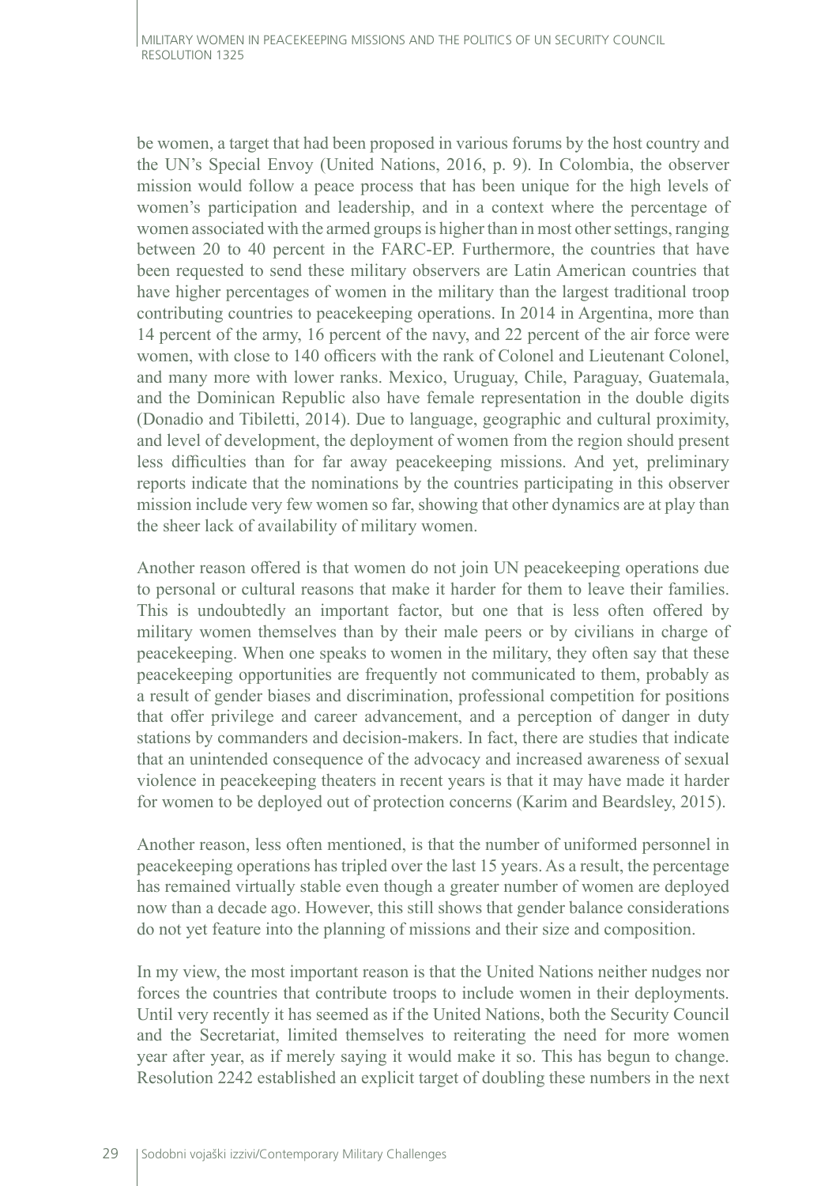be women, a target that had been proposed in various forums by the host country and the UN's Special Envoy (United Nations, 2016, p. 9). In Colombia, the observer mission would follow a peace process that has been unique for the high levels of women's participation and leadership, and in a context where the percentage of women associated with the armed groups is higher than in most other settings, ranging between 20 to 40 percent in the FARC-EP. Furthermore, the countries that have been requested to send these military observers are Latin American countries that have higher percentages of women in the military than the largest traditional troop contributing countries to peacekeeping operations. In 2014 in Argentina, more than 14 percent of the army, 16 percent of the navy, and 22 percent of the air force were women, with close to 140 officers with the rank of Colonel and Lieutenant Colonel, and many more with lower ranks. Mexico, Uruguay, Chile, Paraguay, Guatemala, and the Dominican Republic also have female representation in the double digits (Donadio and Tibiletti, 2014). Due to language, geographic and cultural proximity, and level of development, the deployment of women from the region should present less difficulties than for far away peacekeeping missions. And yet, preliminary reports indicate that the nominations by the countries participating in this observer mission include very few women so far, showing that other dynamics are at play than the sheer lack of availability of military women.

Another reason offered is that women do not join UN peacekeeping operations due to personal or cultural reasons that make it harder for them to leave their families. This is undoubtedly an important factor, but one that is less often offered by military women themselves than by their male peers or by civilians in charge of peacekeeping. When one speaks to women in the military, they often say that these peacekeeping opportunities are frequently not communicated to them, probably as a result of gender biases and discrimination, professional competition for positions that offer privilege and career advancement, and a perception of danger in duty stations by commanders and decision-makers. In fact, there are studies that indicate that an unintended consequence of the advocacy and increased awareness of sexual violence in peacekeeping theaters in recent years is that it may have made it harder for women to be deployed out of protection concerns (Karim and Beardsley, 2015).

Another reason, less often mentioned, is that the number of uniformed personnel in peacekeeping operations has tripled over the last 15 years. As a result, the percentage has remained virtually stable even though a greater number of women are deployed now than a decade ago. However, this still shows that gender balance considerations do not yet feature into the planning of missions and their size and composition.

In my view, the most important reason is that the United Nations neither nudges nor forces the countries that contribute troops to include women in their deployments. Until very recently it has seemed as if the United Nations, both the Security Council and the Secretariat, limited themselves to reiterating the need for more women year after year, as if merely saying it would make it so. This has begun to change. Resolution 2242 established an explicit target of doubling these numbers in the next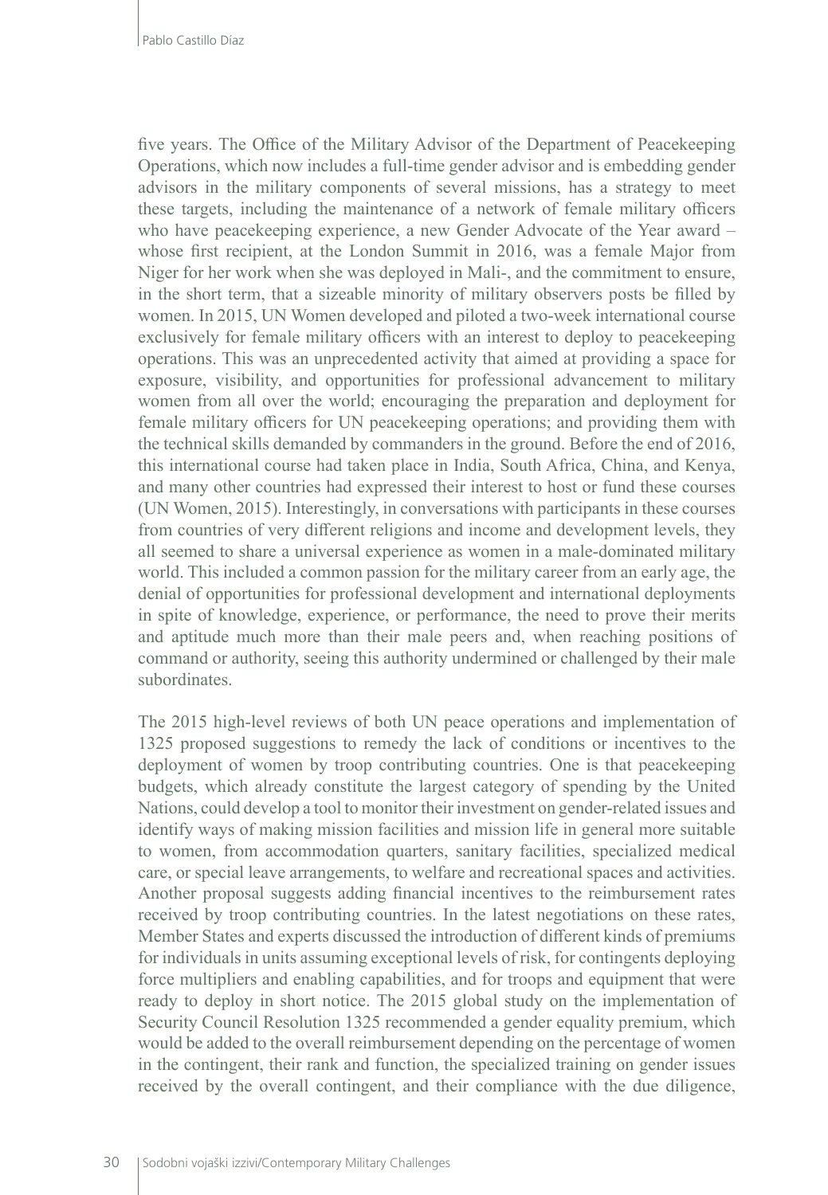five years. The Office of the Military Advisor of the Department of Peacekeeping Operations, which now includes a full-time gender advisor and is embedding gender advisors in the military components of several missions, has a strategy to meet these targets, including the maintenance of a network of female military officers who have peacekeeping experience, a new Gender Advocate of the Year award – whose first recipient, at the London Summit in 2016, was a female Major from Niger for her work when she was deployed in Mali-, and the commitment to ensure, in the short term, that a sizeable minority of military observers posts be filled by women. In 2015, UN Women developed and piloted a two-week international course exclusively for female military officers with an interest to deploy to peacekeeping operations. This was an unprecedented activity that aimed at providing a space for exposure, visibility, and opportunities for professional advancement to military women from all over the world; encouraging the preparation and deployment for female military officers for UN peacekeeping operations; and providing them with the technical skills demanded by commanders in the ground. Before the end of 2016, this international course had taken place in India, South Africa, China, and Kenya, and many other countries had expressed their interest to host or fund these courses (UN Women, 2015). Interestingly, in conversations with participants in these courses from countries of very different religions and income and development levels, they all seemed to share a universal experience as women in a male-dominated military world. This included a common passion for the military career from an early age, the denial of opportunities for professional development and international deployments in spite of knowledge, experience, or performance, the need to prove their merits and aptitude much more than their male peers and, when reaching positions of command or authority, seeing this authority undermined or challenged by their male subordinates.

The 2015 high-level reviews of both UN peace operations and implementation of 1325 proposed suggestions to remedy the lack of conditions or incentives to the deployment of women by troop contributing countries. One is that peacekeeping budgets, which already constitute the largest category of spending by the United Nations, could develop a tool to monitor their investment on gender-related issues and identify ways of making mission facilities and mission life in general more suitable to women, from accommodation quarters, sanitary facilities, specialized medical care, or special leave arrangements, to welfare and recreational spaces and activities. Another proposal suggests adding financial incentives to the reimbursement rates received by troop contributing countries. In the latest negotiations on these rates, Member States and experts discussed the introduction of different kinds of premiums for individuals in units assuming exceptional levels of risk, for contingents deploying force multipliers and enabling capabilities, and for troops and equipment that were ready to deploy in short notice. The 2015 global study on the implementation of Security Council Resolution 1325 recommended a gender equality premium, which would be added to the overall reimbursement depending on the percentage of women in the contingent, their rank and function, the specialized training on gender issues received by the overall contingent, and their compliance with the due diligence,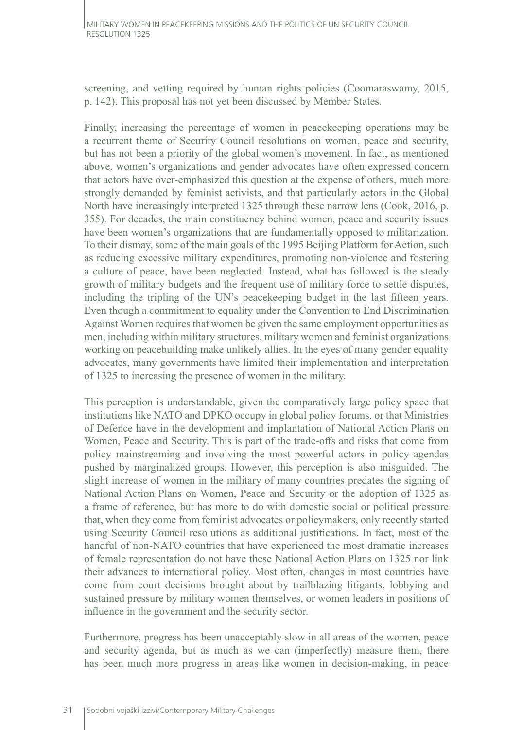screening, and vetting required by human rights policies (Coomaraswamy, 2015, p. 142). This proposal has not yet been discussed by Member States.

Finally, increasing the percentage of women in peacekeeping operations may be a recurrent theme of Security Council resolutions on women, peace and security, but has not been a priority of the global women's movement. In fact, as mentioned above, women's organizations and gender advocates have often expressed concern that actors have over-emphasized this question at the expense of others, much more strongly demanded by feminist activists, and that particularly actors in the Global North have increasingly interpreted 1325 through these narrow lens (Cook, 2016, p. 355). For decades, the main constituency behind women, peace and security issues have been women's organizations that are fundamentally opposed to militarization. To their dismay, some of the main goals of the 1995 Beijing Platform for Action, such as reducing excessive military expenditures, promoting non-violence and fostering a culture of peace, have been neglected. Instead, what has followed is the steady growth of military budgets and the frequent use of military force to settle disputes, including the tripling of the UN's peacekeeping budget in the last fifteen years. Even though a commitment to equality under the Convention to End Discrimination Against Women requires that women be given the same employment opportunities as men, including within military structures, military women and feminist organizations working on peacebuilding make unlikely allies. In the eyes of many gender equality advocates, many governments have limited their implementation and interpretation of 1325 to increasing the presence of women in the military.

This perception is understandable, given the comparatively large policy space that institutions like NATO and DPKO occupy in global policy forums, or that Ministries of Defence have in the development and implantation of National Action Plans on Women, Peace and Security. This is part of the trade-offs and risks that come from policy mainstreaming and involving the most powerful actors in policy agendas pushed by marginalized groups. However, this perception is also misguided. The slight increase of women in the military of many countries predates the signing of National Action Plans on Women, Peace and Security or the adoption of 1325 as a frame of reference, but has more to do with domestic social or political pressure that, when they come from feminist advocates or policymakers, only recently started using Security Council resolutions as additional justifications. In fact, most of the handful of non-NATO countries that have experienced the most dramatic increases of female representation do not have these National Action Plans on 1325 nor link their advances to international policy. Most often, changes in most countries have come from court decisions brought about by trailblazing litigants, lobbying and sustained pressure by military women themselves, or women leaders in positions of influence in the government and the security sector.

Furthermore, progress has been unacceptably slow in all areas of the women, peace and security agenda, but as much as we can (imperfectly) measure them, there has been much more progress in areas like women in decision-making, in peace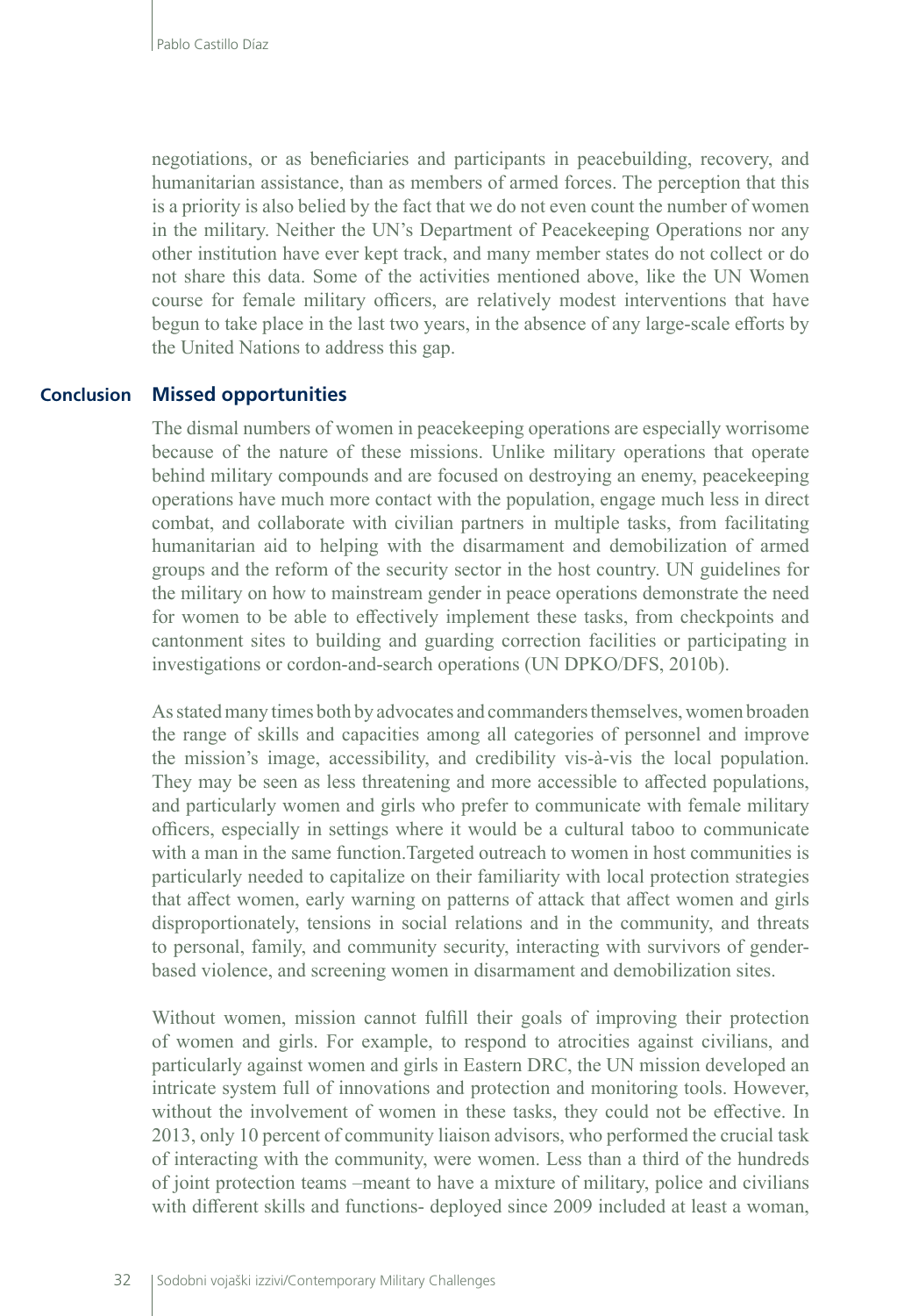negotiations, or as beneficiaries and participants in peacebuilding, recovery, and humanitarian assistance, than as members of armed forces. The perception that this is a priority is also belied by the fact that we do not even count the number of women in the military. Neither the UN's Department of Peacekeeping Operations nor any other institution have ever kept track, and many member states do not collect or do not share this data. Some of the activities mentioned above, like the UN Women course for female military officers, are relatively modest interventions that have begun to take place in the last two years, in the absence of any large-scale efforts by the United Nations to address this gap.

## Conclusion

### Missed opportunities

The dismal numbers of women in peacekeeping operations are especially worrisome because of the nature of these missions. Unlike military operations that operate behind military compounds and are focused on destroying an enemy, peacekeeping operations have much more contact with the population, engage much less in direct combat, and collaborate with civilian partners in multiple tasks, from facilitating humanitarian aid to helping with the disarmament and demobilization of armed groups and the reform of the security sector in the host country. UN guidelines for the military on how to mainstream gender in peace operations demonstrate the need for women to be able to effectively implement these tasks, from checkpoints and cantonment sites to building and guarding correction facilities or participating in investigations or cordon-and-search operations (UN DPKO/DFS, 2010b).

As stated many times both by advocates and commanders themselves, women broaden the range of skills and capacities among all categories of personnel and improve the mission's image, accessibility, and credibility vis-à-vis the local population. They may be seen as less threatening and more accessible to affected populations, and particularly women and girls who prefer to communicate with female military officers, especially in settings where it would be a cultural taboo to communicate with a man in the same function.Targeted outreach to women in host communities is particularly needed to capitalize on their familiarity with local protection strategies that affect women, early warning on patterns of attack that affect women and girls disproportionately, tensions in social relations and in the community, and threats to personal, family, and community security, interacting with survivors of gender-based violence, and screening women in disarmament and demobilization sites.

Without women, mission cannot fulfill their goals of improving their protection of women and girls. For example, to respond to atrocities against civilians, and particularly against women and girls in Eastern DRC, the UN mission developed an intricate system full of innovations and protection and monitoring tools. However, without the involvement of women in these tasks, they could not be effective. In 2013, only 10 percent of community liaison advisors, who performed the crucial task of interacting with the community, were women. Less than a third of the hundreds of joint protection teams –meant to have a mixture of military, police and civilians with different skills and functions- deployed since 2009 included at least a woman,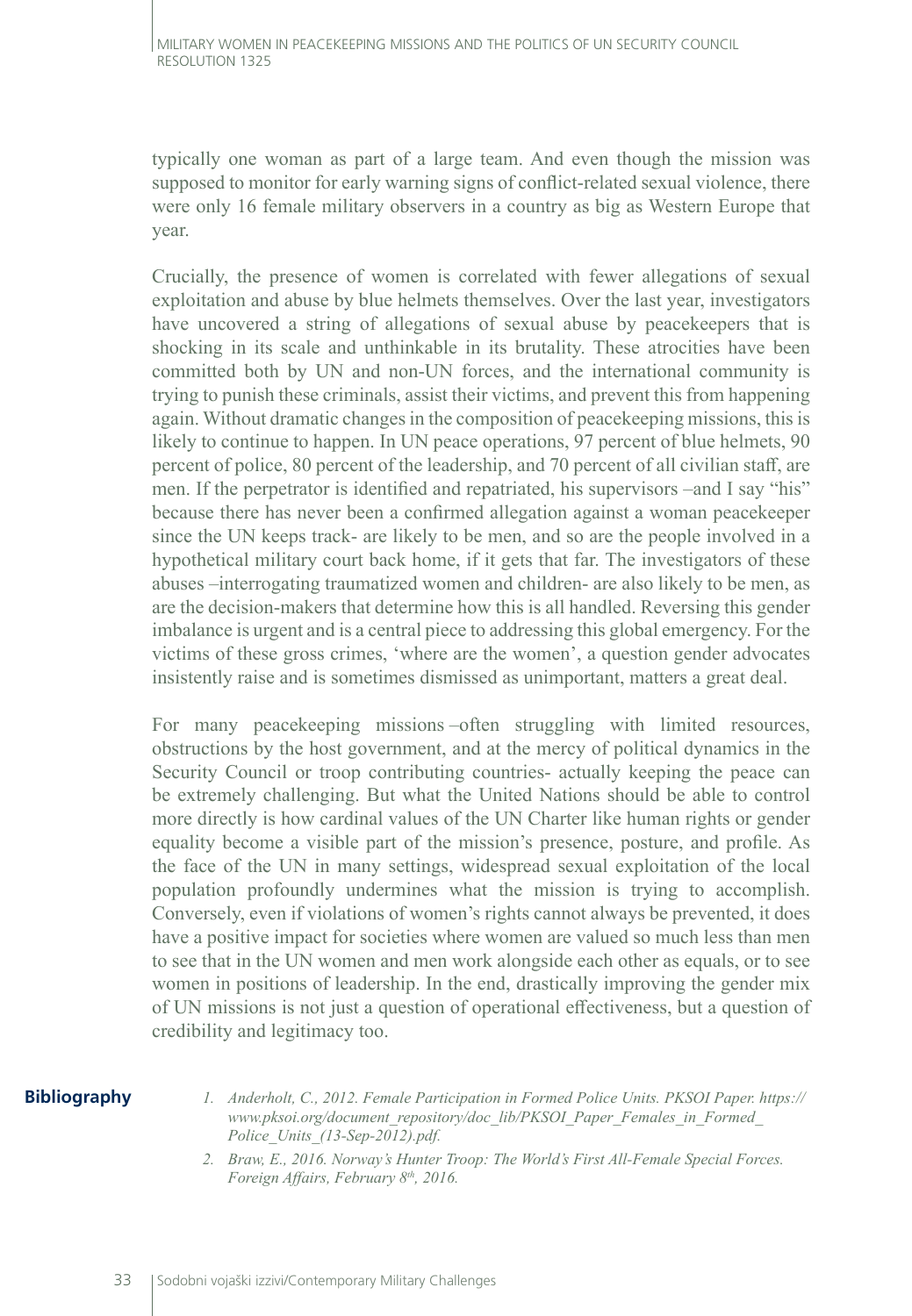typically one woman as part of a large team. And even though the mission was supposed to monitor for early warning signs of conflict-related sexual violence, there were only 16 female military observers in a country as big as Western Europe that year.

Crucially, the presence of women is correlated with fewer allegations of sexual exploitation and abuse by blue helmets themselves. Over the last year, investigators have uncovered a string of allegations of sexual abuse by peacekeepers that is shocking in its scale and unthinkable in its brutality. These atrocities have been committed both by UN and non-UN forces, and the international community is trying to punish these criminals, assist their victims, and prevent this from happening again. Without dramatic changes in the composition of peacekeeping missions, this is likely to continue to happen. In UN peace operations, 97 percent of blue helmets, 90 percent of police, 80 percent of the leadership, and 70 percent of all civilian staff, are men. If the perpetrator is identified and repatriated, his supervisors –and I say "his" because there has never been a confirmed allegation against a woman peacekeeper since the UN keeps track- are likely to be men, and so are the people involved in a hypothetical military court back home, if it gets that far. The investigators of these abuses –interrogating traumatized women and children- are also likely to be men, as are the decision-makers that determine how this is all handled. Reversing this gender imbalance is urgent and is a central piece to addressing this global emergency. For the victims of these gross crimes, 'where are the women', a question gender advocates insistently raise and is sometimes dismissed as unimportant, matters a great deal.

For many peacekeeping missions –often struggling with limited resources, obstructions by the host government, and at the mercy of political dynamics in the Security Council or troop contributing countries- actually keeping the peace can be extremely challenging. But what the United Nations should be able to control more directly is how cardinal values of the UN Charter like human rights or gender equality become a visible part of the mission's presence, posture, and profile. As the face of the UN in many settings, widespread sexual exploitation of the local population profoundly undermines what the mission is trying to accomplish. Conversely, even if violations of women's rights cannot always be prevented, it does have a positive impact for societies where women are valued so much less than men to see that in the UN women and men work alongside each other as equals, or to see women in positions of leadership. In the end, drastically improving the gender mix of UN missions is not just a question of operational effectiveness, but a question of credibility and legitimacy too.

## Bibliography

1. *Anderholt, C., 2012. Female Participation in Formed Police Units. PKSOI Paper. https://www.pksoi.org/document_repository/doc_lib/PKSOI_Paper_Females_in_Formed_Police_Units_(13-Sep-2012).pdf.*
2. *Braw, E., 2016. Norway's Hunter Troop: The World's First All-Female Special Forces. Foreign Affairs, February 8th, 2016.*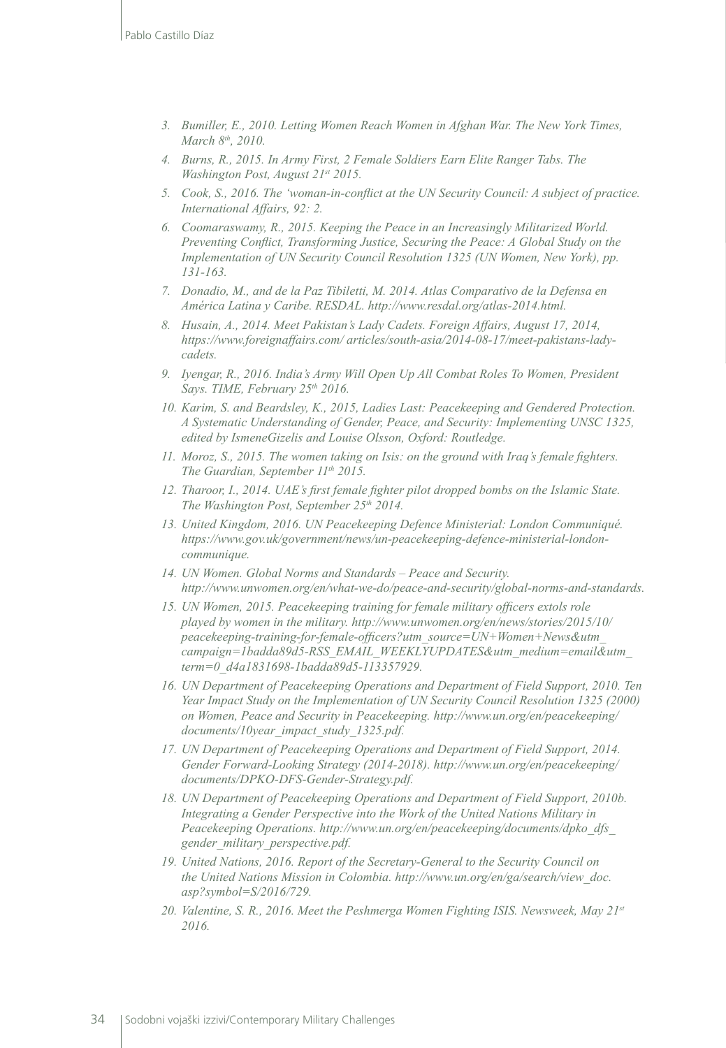3. *Bumiller, E., 2010. Letting Women Reach Women in Afghan War. The New York Times, March 8th, 2010.*
4. *Burns, R., 2015. In Army First, 2 Female Soldiers Earn Elite Ranger Tabs. The Washington Post, August 21st 2015.*
5. *Cook, S., 2016. The 'woman-in-conflict at the UN Security Council: A subject of practice. International Affairs, 92: 2.*
6. *Coomaraswamy, R., 2015. Keeping the Peace in an Increasingly Militarized World. Preventing Conflict, Transforming Justice, Securing the Peace: A Global Study on the Implementation of UN Security Council Resolution 1325 (UN Women, New York), pp. 131-163.*
7. *Donadio, M., and de la Paz Tibiletti, M. 2014. Atlas Comparativo de la Defensa en América Latina y Caribe. RESDAL. http://www.resdal.org/atlas-2014.html.*
8. *Husain, A., 2014. Meet Pakistan's Lady Cadets. Foreign Affairs, August 17, 2014, https://www.foreignaffairs.com/ articles/south-asia/2014-08-17/meet-pakistans-lady-cadets.*
9. *Iyengar, R., 2016. India's Army Will Open Up All Combat Roles To Women, President Says. TIME, February 25th 2016.*
10. *Karim, S. and Beardsley, K., 2015, Ladies Last: Peacekeeping and Gendered Protection. A Systematic Understanding of Gender, Peace, and Security: Implementing UNSC 1325, edited by IsmeneGizelis and Louise Olsson, Oxford: Routledge.*
11. *Moroz, S., 2015. The women taking on Isis: on the ground with Iraq's female fighters. The Guardian, September 11th 2015.*
12. *Tharoor, I., 2014. UAE's first female fighter pilot dropped bombs on the Islamic State. The Washington Post, September 25th 2014.*
13. *United Kingdom, 2016. UN Peacekeeping Defence Ministerial: London Communiqué. https://www.gov.uk/government/news/un-peacekeeping-defence-ministerial-london-communique.*
14. *UN Women. Global Norms and Standards – Peace and Security. http://www.unwomen.org/en/what-we-do/peace-and-security/global-norms-and-standards.*
15. *UN Women, 2015. Peacekeeping training for female military officers extols role played by women in the military. http://www.unwomen.org/en/news/stories/2015/10/peacekeeping-training-for-female-officers?utm_source=UN+Women+News&utm_campaign=1badda89d5-RSS_EMAIL_WEEKLYUPDATES&utm_medium=email&utm_term=0_d4a1831698-1badda89d5-113357929.*
16. *UN Department of Peacekeeping Operations and Department of Field Support, 2010. Ten Year Impact Study on the Implementation of UN Security Council Resolution 1325 (2000) on Women, Peace and Security in Peacekeeping. http://www.un.org/en/peacekeeping/documents/10year_impact_study_1325.pdf.*
17. *UN Department of Peacekeeping Operations and Department of Field Support, 2014. Gender Forward-Looking Strategy (2014-2018). http://www.un.org/en/peacekeeping/documents/DPKO-DFS-Gender-Strategy.pdf.*
18. *UN Department of Peacekeeping Operations and Department of Field Support, 2010b. Integrating a Gender Perspective into the Work of the United Nations Military in Peacekeeping Operations. http://www.un.org/en/peacekeeping/documents/dpko_dfs_gender_military_perspective.pdf.*
19. *United Nations, 2016. Report of the Secretary-General to the Security Council on the United Nations Mission in Colombia. http://www.un.org/en/ga/search/view_doc.asp?symbol=S/2016/729.*
20. *Valentine, S. R., 2016. Meet the Peshmerga Women Fighting ISIS. Newsweek, May 21st 2016.*